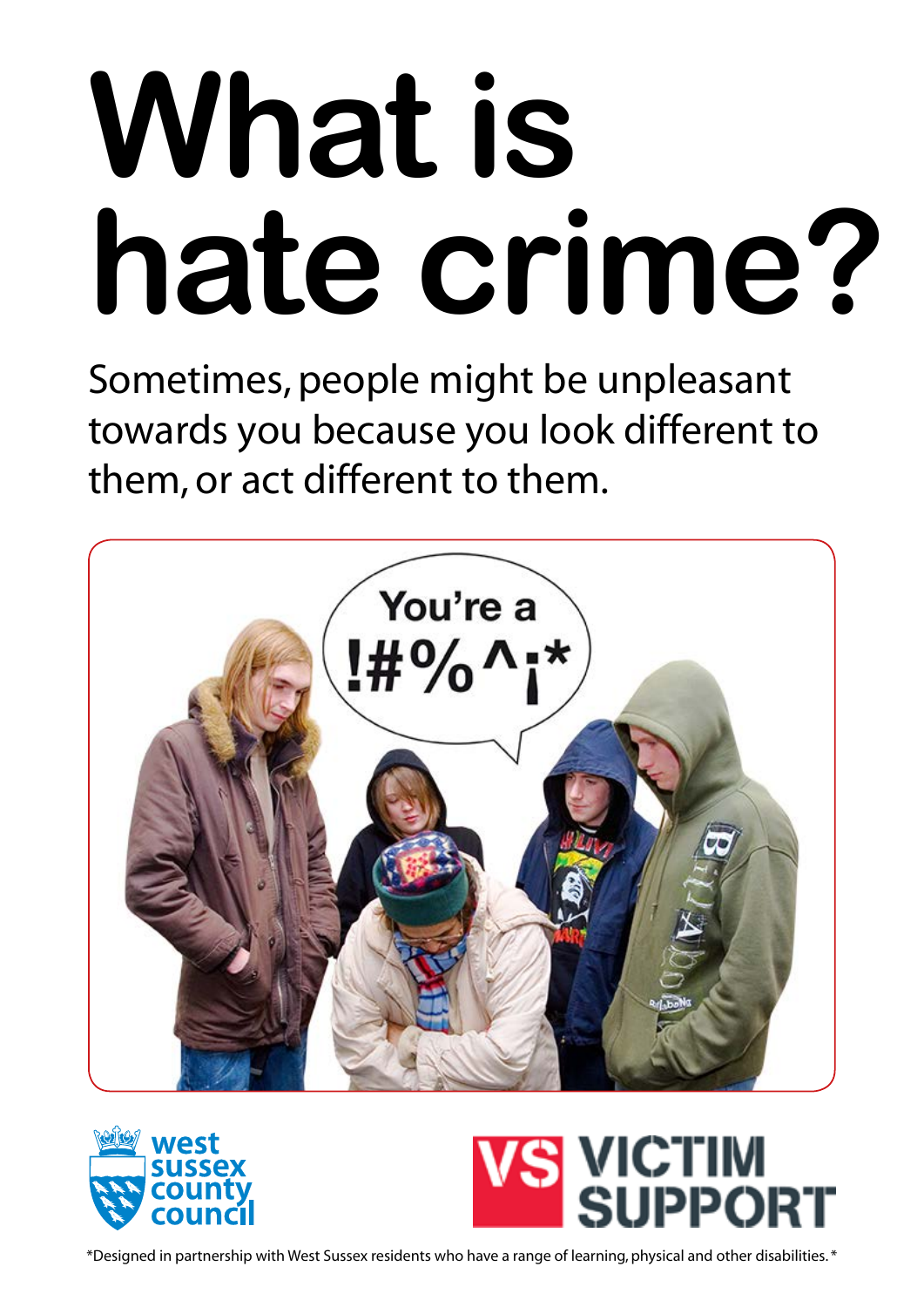# What is hate crime?

Sometimes, people might be unpleasant towards you because you look different to them, or act different to them.

*Designed in partnership with West Sussex residents who have a range of learning, physical and other disabilities.*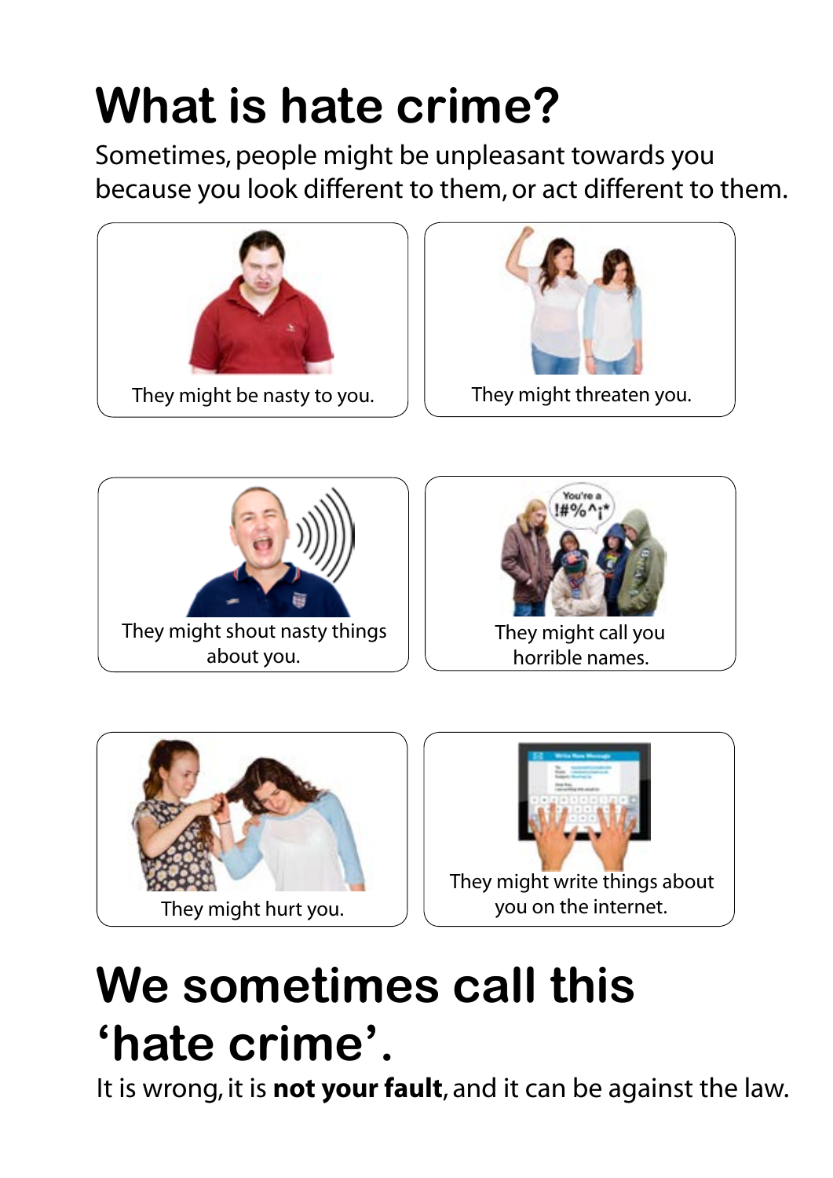# What is hate crime?

Sometimes, people might be unpleasant towards you because you look different to them, or act different to them.

They might be nasty to you.

They might threaten you.

They might shout nasty things about you.

They might call you horrible names.

They might hurt you.

They might write things about you on the internet.

# We sometimes call this 'hate crime'.

It is wrong, it is **not your fault**, and it can be against the law.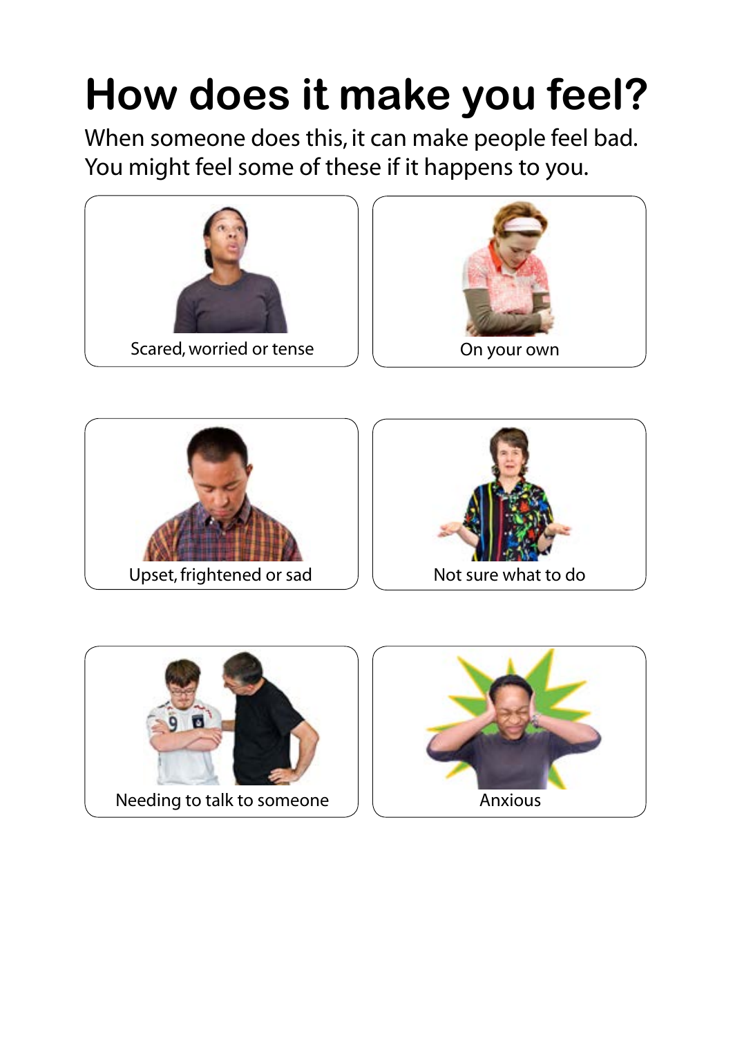# How does it make you feel?

When someone does this, it can make people feel bad. You might feel some of these if it happens to you.

Scared, worried or tense

On your own

Upset, frightened or sad

Not sure what to do

Needing to talk to someone

Anxious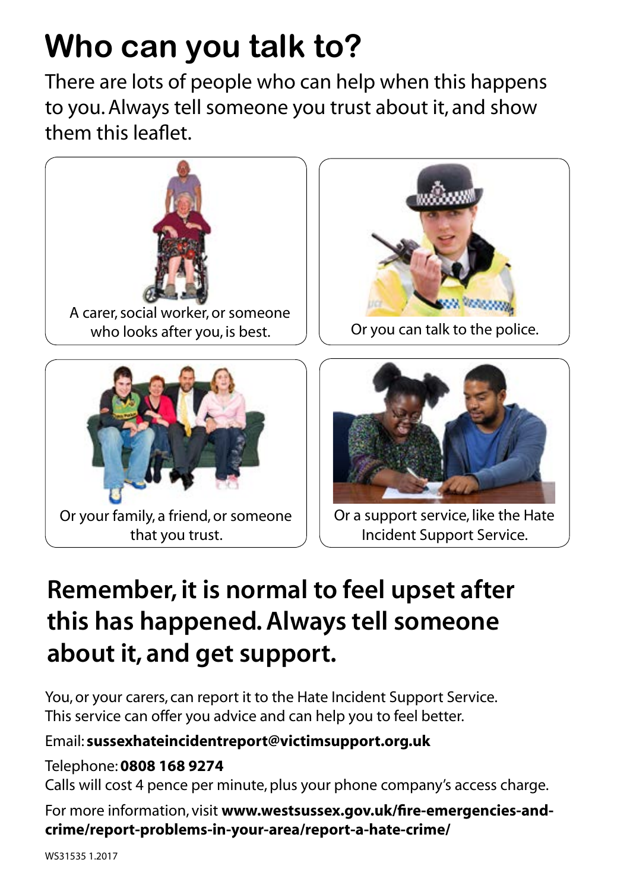# Who can you talk to?

There are lots of people who can help when this happens to you. Always tell someone you trust about it, and show them this leaflet.

A carer, social worker, or someone who looks after you, is best.

Or you can talk to the police.

Or your family, a friend, or someone that you trust.

Or a support service, like the Hate Incident Support Service.

## Remember, it is normal to feel upset after this has happened. Always tell someone about it, and get support.

You, or your carers, can report it to the Hate Incident Support Service. This service can offer you advice and can help you to feel better.

Email: **sussexhateincidentreport@victimsupport.org.uk**

Telephone: **0808 168 9274**
Calls will cost 4 pence per minute, plus your phone company's access charge.

For more information, visit **www.westsussex.gov.uk/fire-emergencies-and-crime/report-problems-in-your-area/report-a-hate-crime/**

WS31535 1.2017